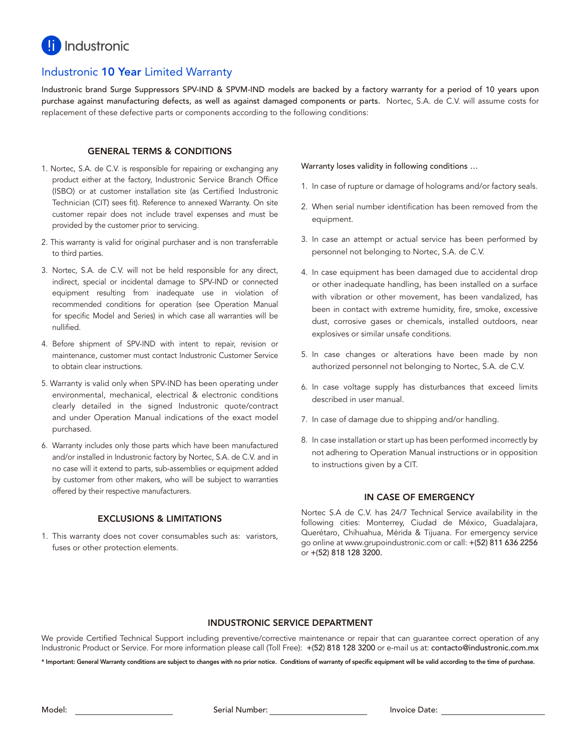Industronic

# Industronic **10 Year** Limited Warranty

**Industronic brand Surge Suppressors SPV-IND & SPVM-IND models are backed by a factory warranty for a period of 10 years upon purchase against manufacturing defects, as well as against damaged components or parts.** Nortec, S.A. de C.V. will assume costs for replacement of these defective parts or components according to the following conditions:

## GENERAL TERMS & CONDITIONS

1. Nortec, S.A. de C.V. is responsible for repairing or exchanging any product either at the factory, Industronic Service Branch Office (ISBO) or at customer installation site (as Certified Industronic Technician (CIT) sees fit). Reference to annexed Warranty. On site customer repair does not include travel expenses and must be provided by the customer prior to servicing.
2. This warranty is valid for original purchaser and is non transferrable to third parties.
3. Nortec, S.A. de C.V. will not be held responsible for any direct, indirect, special or incidental damage to SPV-IND or connected equipment resulting from inadequate use in violation of recommended conditions for operation (see Operation Manual for specific Model and Series) in which case all warranties will be nullified.
4. Before shipment of SPV-IND with intent to repair, revision or maintenance, customer must contact Industronic Customer Service to obtain clear instructions.
5. Warranty is valid only when SPV-IND has been operating under environmental, mechanical, electrical & electronic conditions clearly detailed in the signed Industronic quote/contract and under Operation Manual indications of the exact model purchased.
6. Warranty includes only those parts which have been manufactured and/or installed in Industronic factory by Nortec, S.A. de C.V. and in no case will it extend to parts, sub-assemblies or equipment added by customer from other makers, who will be subject to warranties offered by their respective manufacturers.

## EXCLUSIONS & LIMITATIONS

1. This warranty does not cover consumables such as: varistors, fuses or other protection elements.

Warranty loses validity in following conditions …

1. In case of rupture or damage of holograms and/or factory seals.
2. When serial number identification has been removed from the equipment.
3. In case an attempt or actual service has been performed by personnel not belonging to Nortec, S.A. de C.V.
4. In case equipment has been damaged due to accidental drop or other inadequate handling, has been installed on a surface with vibration or other movement, has been vandalized, has been in contact with extreme humidity, fire, smoke, excessive dust, corrosive gases or chemicals, installed outdoors, near explosives or similar unsafe conditions.
5. In case changes or alterations have been made by non authorized personnel not belonging to Nortec, S.A. de C.V.
6. In case voltage supply has disturbances that exceed limits described in user manual.
7. In case of damage due to shipping and/or handling.
8. In case installation or start up has been performed incorrectly by not adhering to Operation Manual instructions or in opposition to instructions given by a CIT.

## IN CASE OF EMERGENCY

Nortec S.A de C.V. has 24/7 Technical Service availability in the following cities: Monterrey, Ciudad de México, Guadalajara, Querétaro, Chihuahua, Mérida & Tijuana. For emergency service go online at www.grupoindustronic.com or call: +(52) 811 636 2256 or +(52) 818 128 3200.

## INDUSTRONIC SERVICE DEPARTMENT

We provide Certified Technical Support including preventive/corrective maintenance or repair that can guarantee correct operation of any Industronic Product or Service. For more information please call (Toll Free): +(52) 818 128 3200 or e-mail us at: contacto@industronic.com.mx

**\* Important: General Warranty conditions are subject to changes with no prior notice. Conditions of warranty of specific equipment will be valid according to the time of purchase.**

Model: ____________________ Serial Number: ____________________ Invoice Date: ____________________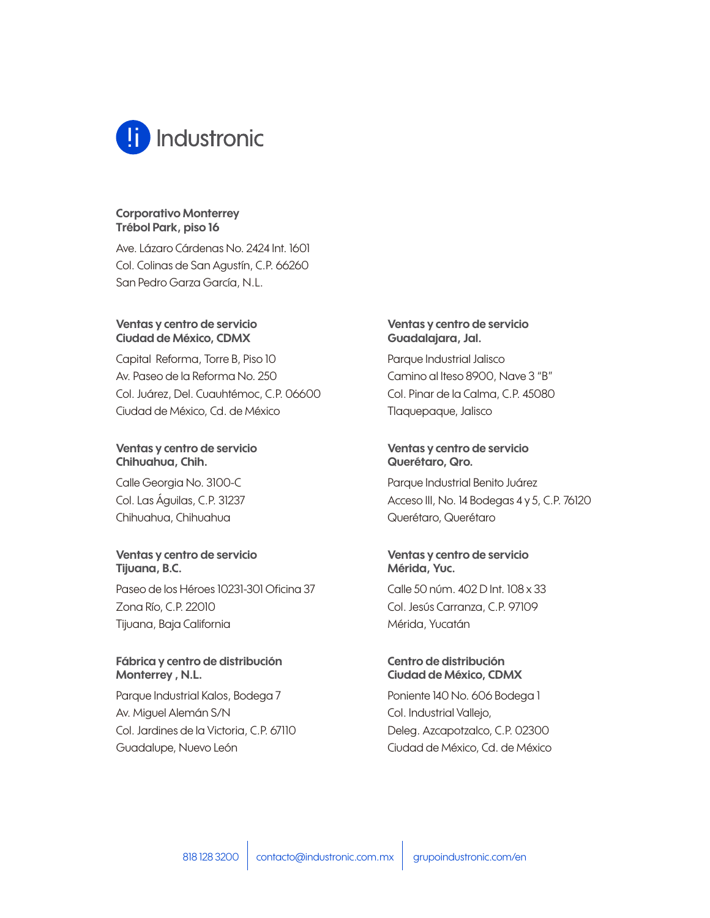Industronic

**Corporativo Monterrey**
**Trébol Park, piso 16**

Ave. Lázaro Cárdenas No. 2424 Int. 1601
Col. Colinas de San Agustín, C.P. 66260
San Pedro Garza García, N.L.

**Ventas y centro de servicio**
**Ciudad de México, CDMX**

Capital Reforma, Torre B, Piso 10
Av. Paseo de la Reforma No. 250
Col. Juárez, Del. Cuauhtémoc, C.P. 06600
Ciudad de México, Cd. de México

**Ventas y centro de servicio**
**Chihuahua, Chih.**

Calle Georgia No. 3100-C
Col. Las Águilas, C.P. 31237
Chihuahua, Chihuahua

**Ventas y centro de servicio**
**Tijuana, B.C.**

Paseo de los Héroes 10231-301 Oficina 37
Zona Río, C.P. 22010
Tijuana, Baja California

**Fábrica y centro de distribución**
**Monterrey , N.L.**

Parque Industrial Kalos, Bodega 7
Av. Miguel Alemán S/N
Col. Jardines de la Victoria, C.P. 67110
Guadalupe, Nuevo León

**Ventas y centro de servicio**
**Guadalajara, Jal.**

Parque Industrial Jalisco
Camino al Iteso 8900, Nave 3 "B"
Col. Pinar de la Calma, C.P. 45080
Tlaquepaque, Jalisco

**Ventas y centro de servicio**
**Querétaro, Qro.**

Parque Industrial Benito Juárez
Acceso III, No. 14 Bodegas 4 y 5, C.P. 76120
Querétaro, Querétaro

**Ventas y centro de servicio**
**Mérida, Yuc.**

Calle 50 núm. 402 D Int. 108 x 33
Col. Jesús Carranza, C.P. 97109
Mérida, Yucatán

**Centro de distribución**
**Ciudad de México, CDMX**

Poniente 140 No. 606 Bodega 1
Col. Industrial Vallejo,
Deleg. Azcapotzalco, C.P. 02300
Ciudad de México, Cd. de México

818 128 3200 | contacto@industronic.com.mx | grupoindustronic.com/en